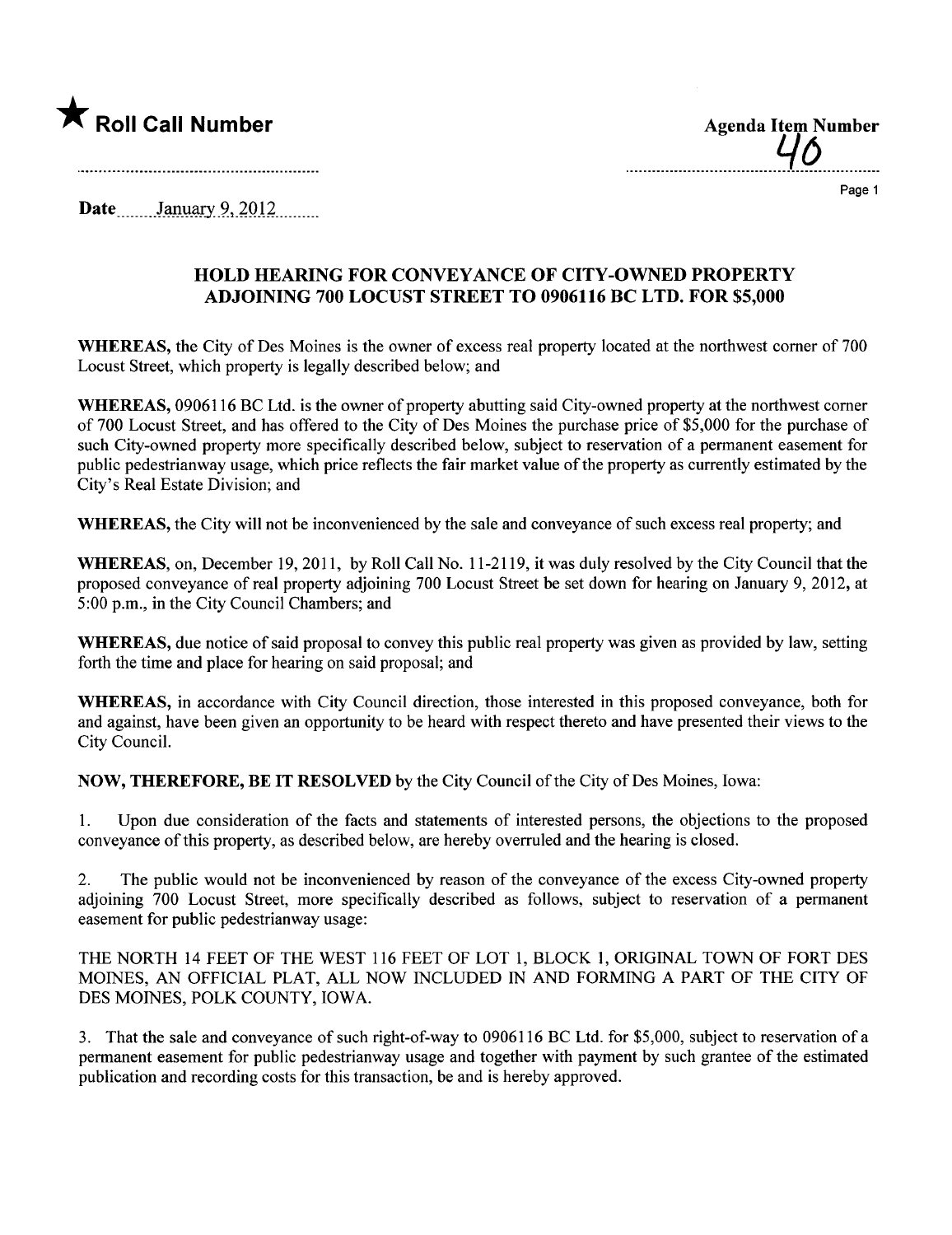★ **Roll Call Number**

**Agenda Item Number**

40

Date January 9, 2012

## HOLD HEARING FOR CONVEYANCE OF CITY-OWNED PROPERTY ADJOINING 700 LOCUST STREET TO 0906116 BC LTD. FOR $5,000

**WHEREAS,** the City of Des Moines is the owner of excess real property located at the northwest corner of 700 Locust Street, which property is legally described below; and

**WHEREAS,** 0906116 BC Ltd. is the owner of property abutting said City-owned property at the northwest corner of 700 Locust Street, and has offered to the City of Des Moines the purchase price of $5,000 for the purchase of such City-owned property more specifically described below, subject to reservation of a permanent easement for public pedestrianway usage, which price reflects the fair market value of the property as currently estimated by the City's Real Estate Division; and

**WHEREAS,** the City will not be inconvenienced by the sale and conveyance of such excess real property; and

**WHEREAS,** on, December 19, 2011, by Roll Call No. 11-2119, it was duly resolved by the City Council that the proposed conveyance of real property adjoining 700 Locust Street be set down for hearing on January 9, 2012, at 5:00 p.m., in the City Council Chambers; and

**WHEREAS,** due notice of said proposal to convey this public real property was given as provided by law, setting forth the time and place for hearing on said proposal; and

**WHEREAS,** in accordance with City Council direction, those interested in this proposed conveyance, both for and against, have been given an opportunity to be heard with respect thereto and have presented their views to the City Council.

**NOW, THEREFORE, BE IT RESOLVED** by the City Council of the City of Des Moines, Iowa:

1. Upon due consideration of the facts and statements of interested persons, the objections to the proposed conveyance of this property, as described below, are hereby overruled and the hearing is closed.

2. The public would not be inconvenienced by reason of the conveyance of the excess City-owned property adjoining 700 Locust Street, more specifically described as follows, subject to reservation of a permanent easement for public pedestrianway usage:

THE NORTH 14 FEET OF THE WEST 116 FEET OF LOT 1, BLOCK 1, ORIGINAL TOWN OF FORT DES MOINES, AN OFFICIAL PLAT, ALL NOW INCLUDED IN AND FORMING A PART OF THE CITY OF DES MOINES, POLK COUNTY, IOWA.

3. That the sale and conveyance of such right-of-way to 0906116 BC Ltd. for $5,000, subject to reservation of a permanent easement for public pedestrianway usage and together with payment by such grantee of the estimated publication and recording costs for this transaction, be and is hereby approved.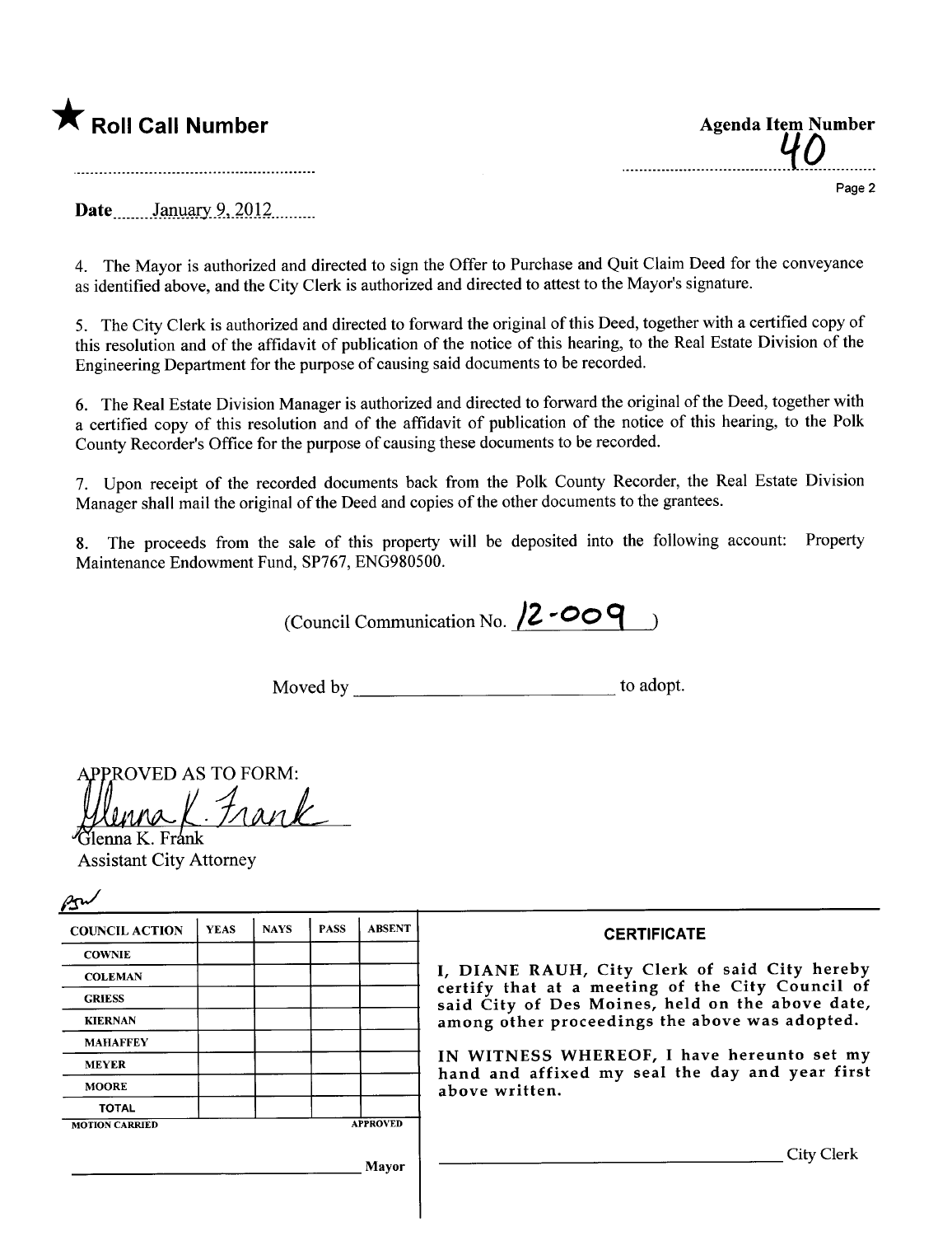★ **Roll Call Number**

**Agenda Item Number**

40

Date January 9, 2012

4. The Mayor is authorized and directed to sign the Offer to Purchase and Quit Claim Deed for the conveyance as identified above, and the City Clerk is authorized and directed to attest to the Mayor's signature.

5. The City Clerk is authorized and directed to forward the original of this Deed, together with a certified copy of this resolution and of the affidavit of publication of the notice of this hearing, to the Real Estate Division of the Engineering Department for the purpose of causing said documents to be recorded.

6. The Real Estate Division Manager is authorized and directed to forward the original of the Deed, together with a certified copy of this resolution and of the affidavit of publication of the notice of this hearing, to the Polk County Recorder's Office for the purpose of causing these documents to be recorded.

7. Upon receipt of the recorded documents back from the Polk County Recorder, the Real Estate Division Manager shall mail the original of the Deed and copies of the other documents to the grantees.

8. The proceeds from the sale of this property will be deposited into the following account: Property Maintenance Endowment Fund, SP767, ENG980500.

(Council Communication No. 12-009)

Moved by ______________________ to adopt.

APPROVED AS TO FORM:

Glenna K. Frank
Assistant City Attorney

| COUNCIL ACTION | YEAS | NAYS | PASS | ABSENT |
|---|---|---|---|---|
| COWNIE | | | | |
| COLEMAN | | | | |
| GRIESS | | | | |
| KIERNAN | | | | |
| MAHAFFEY | | | | |
| MEYER | | | | |
| MOORE | | | | |
| TOTAL | | | | |
| MOTION CARRIED | | | | APPROVED |

______________________ Mayor

**CERTIFICATE**

I, DIANE RAUH, City Clerk of said City hereby certify that at a meeting of the City Council of said City of Des Moines, held on the above date, among other proceedings the above was adopted.

IN WITNESS WHEREOF, I have hereunto set my hand and affixed my seal the day and year first above written.

______________________ City Clerk